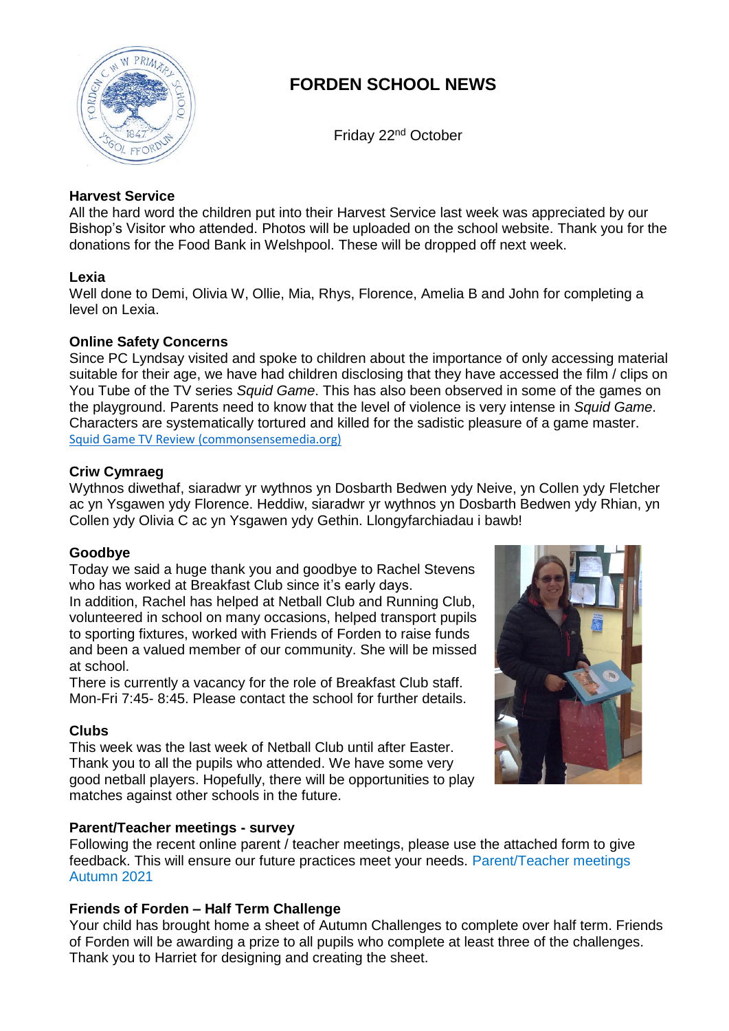# FORDEN SCHOOL NEWS

Friday 22nd October

### Harvest Service

All the hard word the children put into their Harvest Service last week was appreciated by our Bishop's Visitor who attended. Photos will be uploaded on the school website. Thank you for the donations for the Food Bank in Welshpool. These will be dropped off next week.

### Lexia

Well done to Demi, Olivia W, Ollie, Mia, Rhys, Florence, Amelia B and John for completing a level on Lexia.

### Online Safety Concerns

Since PC Lyndsay visited and spoke to children about the importance of only accessing material suitable for their age, we have had children disclosing that they have accessed the film / clips on You Tube of the TV series *Squid Game*. This has also been observed in some of the games on the playground. Parents need to know that the level of violence is very intense in *Squid Game*. Characters are systematically tortured and killed for the sadistic pleasure of a game master.
Squid Game TV Review (commonsensemedia.org)

### Criw Cymraeg

Wythnos diwethaf, siaradwr yr wythnos yn Dosbarth Bedwen ydy Neive, yn Collen ydy Fletcher ac yn Ysgawen ydy Florence. Heddiw, siaradwr yr wythnos yn Dosbarth Bedwen ydy Rhian, yn Collen ydy Olivia C ac yn Ysgawen ydy Gethin. Llongyfarchiadau i bawb!

### Goodbye

Today we said a huge thank you and goodbye to Rachel Stevens who has worked at Breakfast Club since it's early days.
In addition, Rachel has helped at Netball Club and Running Club, volunteered in school on many occasions, helped transport pupils to sporting fixtures, worked with Friends of Forden to raise funds and been a valued member of our community. She will be missed at school.
There is currently a vacancy for the role of Breakfast Club staff. Mon-Fri 7:45- 8:45. Please contact the school for further details.

### Clubs

This week was the last week of Netball Club until after Easter. Thank you to all the pupils who attended. We have some very good netball players. Hopefully, there will be opportunities to play matches against other schools in the future.

### Parent/Teacher meetings - survey

Following the recent online parent / teacher meetings, please use the attached form to give feedback. This will ensure our future practices meet your needs. Parent/Teacher meetings Autumn 2021

### Friends of Forden – Half Term Challenge

Your child has brought home a sheet of Autumn Challenges to complete over half term. Friends of Forden will be awarding a prize to all pupils who complete at least three of the challenges. Thank you to Harriet for designing and creating the sheet.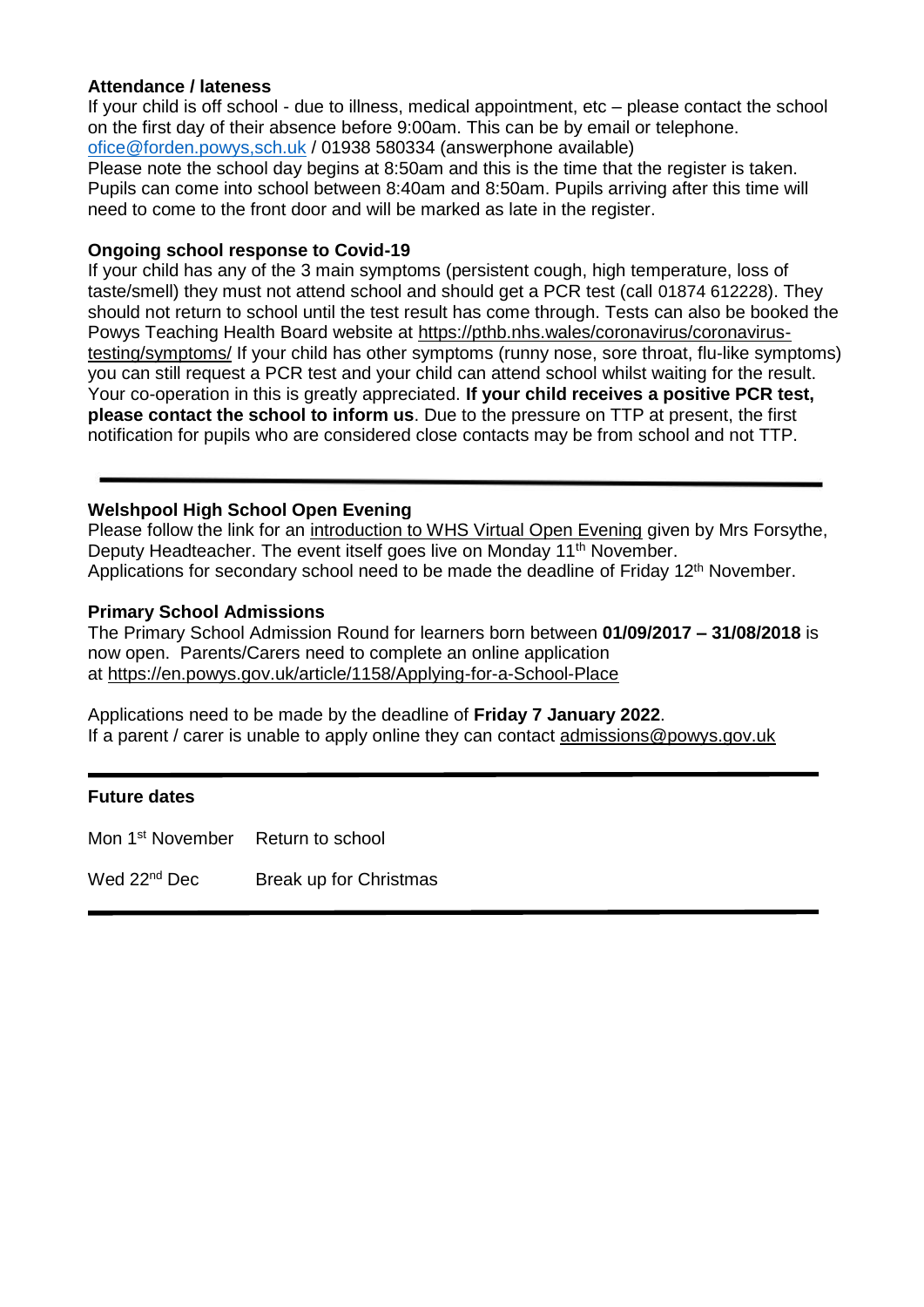**Attendance / lateness**

If your child is off school - due to illness, medical appointment, etc – please contact the school on the first day of their absence before 9:00am. This can be by email or telephone. ofice@forden.powys,sch.uk / 01938 580334 (answerphone available)

Please note the school day begins at 8:50am and this is the time that the register is taken. Pupils can come into school between 8:40am and 8:50am. Pupils arriving after this time will need to come to the front door and will be marked as late in the register.

**Ongoing school response to Covid-19**

If your child has any of the 3 main symptoms (persistent cough, high temperature, loss of taste/smell) they must not attend school and should get a PCR test (call 01874 612228). They should not return to school until the test result has come through. Tests can also be booked the Powys Teaching Health Board website at https://pthb.nhs.wales/coronavirus/coronavirus-testing/symptoms/ If your child has other symptoms (runny nose, sore throat, flu-like symptoms) you can still request a PCR test and your child can attend school whilst waiting for the result. Your co-operation in this is greatly appreciated. **If your child receives a positive PCR test, please contact the school to inform us**. Due to the pressure on TTP at present, the first notification for pupils who are considered close contacts may be from school and not TTP.

---

**Welshpool High School Open Evening**

Please follow the link for an introduction to WHS Virtual Open Evening given by Mrs Forsythe, Deputy Headteacher. The event itself goes live on Monday 11th November.

Applications for secondary school need to be made the deadline of Friday 12th November.

**Primary School Admissions**

The Primary School Admission Round for learners born between **01/09/2017 – 31/08/2018** is now open. Parents/Carers need to complete an online application at https://en.powys.gov.uk/article/1158/Applying-for-a-School-Place

Applications need to be made by the deadline of **Friday 7 January 2022**.

If a parent / carer is unable to apply online they can contact admissions@powys.gov.uk

---

**Future dates**

| | |
|---|---|
| Mon 1st November | Return to school |
| Wed 22nd Dec | Break up for Christmas |

---